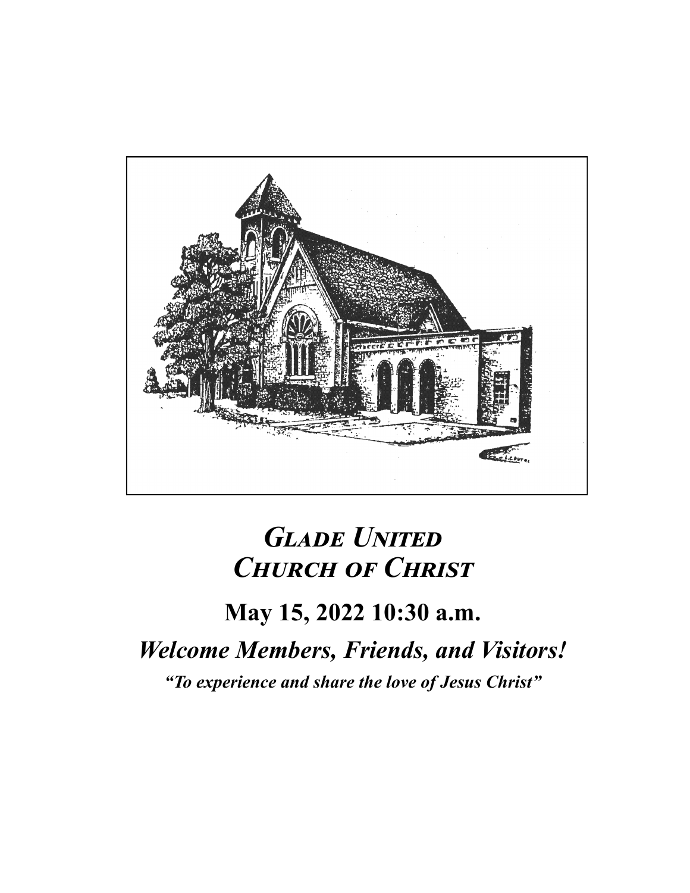# *Glade United Church of Christ*

## May 15, 2022 10:30 a.m.

## *Welcome Members, Friends, and Visitors!*

***"To experience and share the love of Jesus Christ"***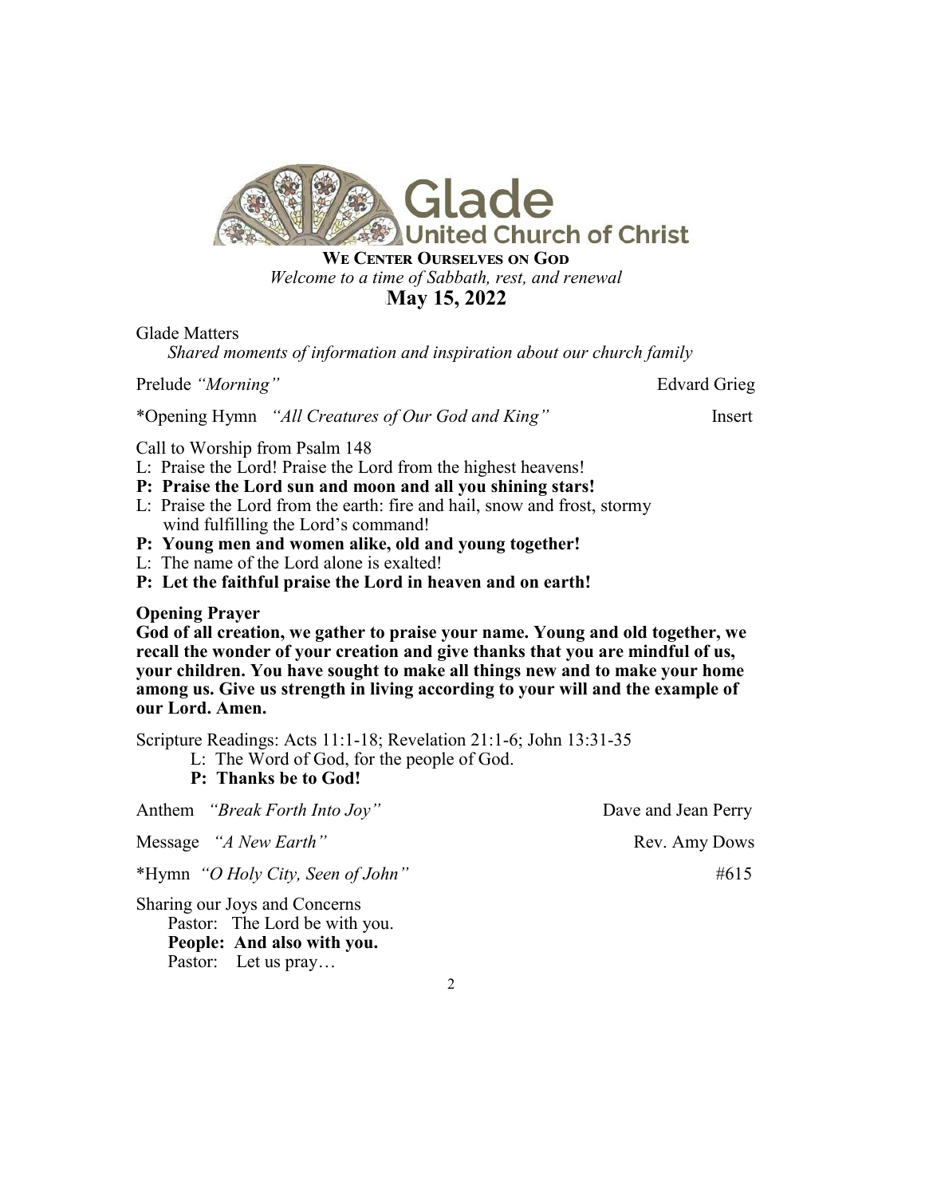# Glade United Church of Christ

**WE CENTER OURSELVES ON GOD**

*Welcome to a time of Sabbath, rest, and renewal*

**May 15, 2022**

Glade Matters

*Shared moments of information and inspiration about our church family*

Prelude *"Morning"* — Edvard Grieg

*Opening Hymn *"All Creatures of Our God and King"* — Insert

Call to Worship from Psalm 148

L: Praise the Lord! Praise the Lord from the highest heavens!

**P: Praise the Lord sun and moon and all you shining stars!**

L: Praise the Lord from the earth: fire and hail, snow and frost, stormy wind fulfilling the Lord's command!

**P: Young men and women alike, old and young together!**

L: The name of the Lord alone is exalted!

**P: Let the faithful praise the Lord in heaven and on earth!**

**Opening Prayer**

**God of all creation, we gather to praise your name. Young and old together, we recall the wonder of your creation and give thanks that you are mindful of us, your children. You have sought to make all things new and to make your home among us. Give us strength in living according to your will and the example of our Lord. Amen.**

Scripture Readings: Acts 11:1-18; Revelation 21:1-6; John 13:31-35

L: The Word of God, for the people of God.

**P: Thanks be to God!**

Anthem *"Break Forth Into Joy"* — Dave and Jean Perry

Message *"A New Earth"* — Rev. Amy Dows

*Hymn *"O Holy City, Seen of John"* — #615

Sharing our Joys and Concerns

Pastor: The Lord be with you.

**People: And also with you.**

Pastor: Let us pray…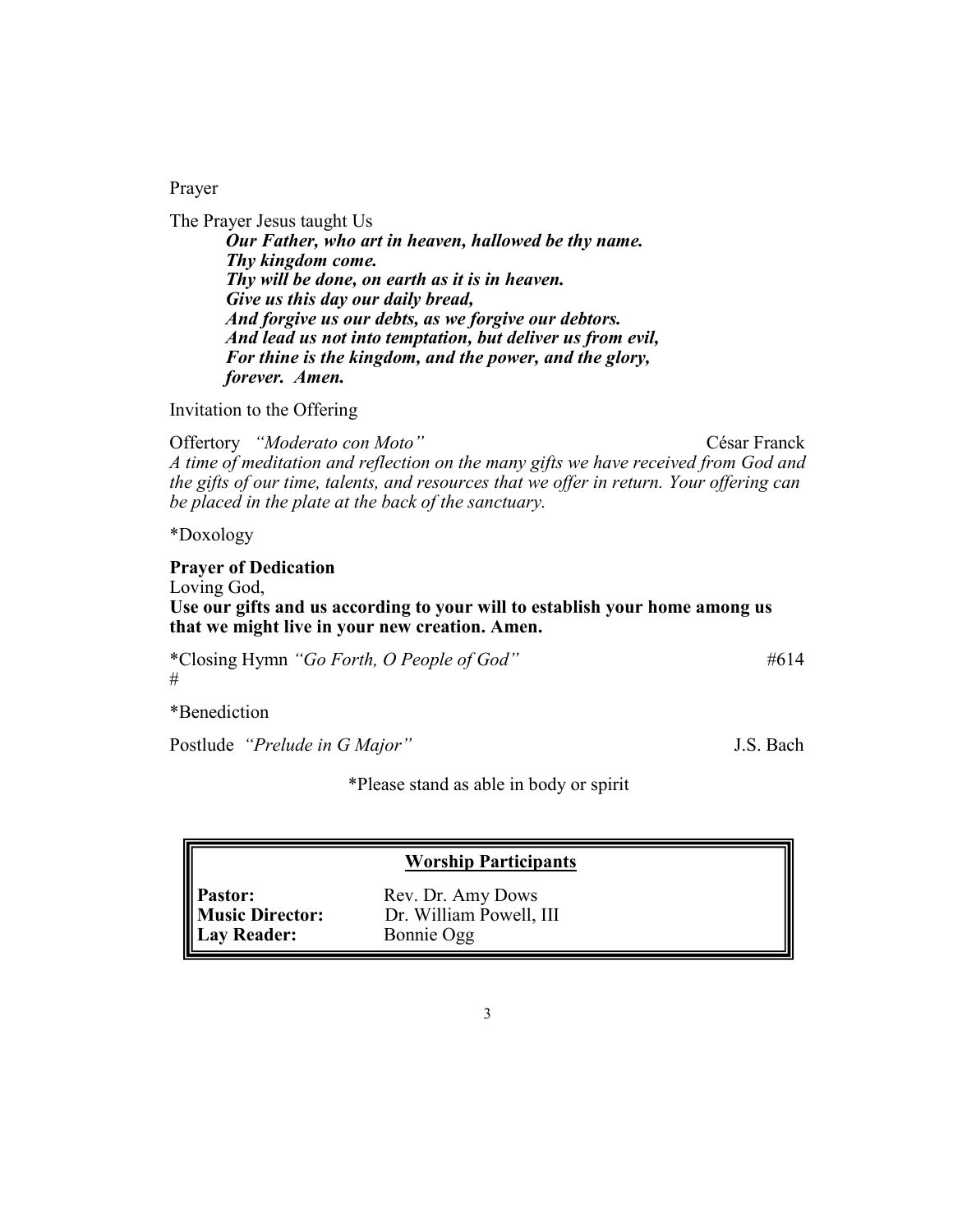Prayer

The Prayer Jesus taught Us

> ***Our Father, who art in heaven, hallowed be thy name.***
> ***Thy kingdom come.***
> ***Thy will be done, on earth as it is in heaven.***
> ***Give us this day our daily bread,***
> ***And forgive us our debts, as we forgive our debtors.***
> ***And lead us not into temptation, but deliver us from evil,***
> ***For thine is the kingdom, and the power, and the glory,***
> ***forever. Amen.***

Invitation to the Offering

Offertory *"Moderato con Moto"* César Franck
*A time of meditation and reflection on the many gifts we have received from God and the gifts of our time, talents, and resources that we offer in return. Your offering can be placed in the plate at the back of the sanctuary.*

*Doxology

**Prayer of Dedication**
Loving God,
**Use our gifts and us according to your will to establish your home among us that we might live in your new creation. Amen.**

*Closing Hymn *"Go Forth, O People of God"* #614
#

*Benediction

Postlude *"Prelude in G Major"* J.S. Bach

*Please stand as able in body or spirit

| **Worship Participants** | |
|---|---|
| **Pastor:** | Rev. Dr. Amy Dows |
| **Music Director:** | Dr. William Powell, III |
| **Lay Reader:** | Bonnie Ogg |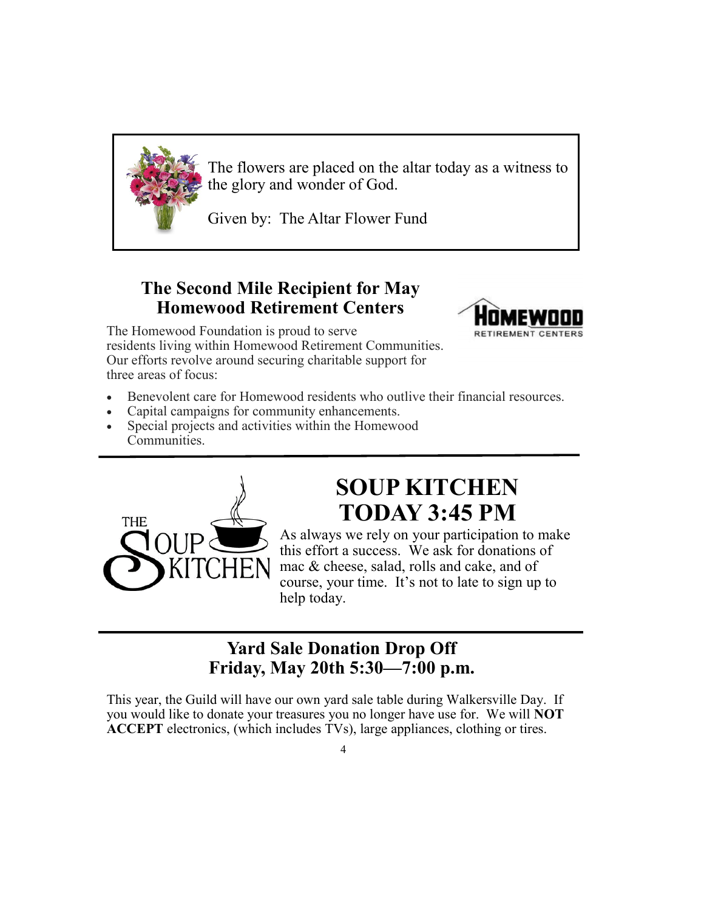The flowers are placed on the altar today as a witness to the glory and wonder of God.

Given by: The Altar Flower Fund

## The Second Mile Recipient for May
## Homewood Retirement Centers

The Homewood Foundation is proud to serve residents living within Homewood Retirement Communities. Our efforts revolve around securing charitable support for three areas of focus:

- Benevolent care for Homewood residents who outlive their financial resources.
- Capital campaigns for community enhancements.
- Special projects and activities within the Homewood Communities.

---

# SOUP KITCHEN
# TODAY 3:45 PM

As always we rely on your participation to make this effort a success. We ask for donations of mac & cheese, salad, rolls and cake, and of course, your time. It's not to late to sign up to help today.

---

## Yard Sale Donation Drop Off
## Friday, May 20th 5:30—7:00 p.m.

This year, the Guild will have our own yard sale table during Walkersville Day. If you would like to donate your treasures you no longer have use for. We will **NOT ACCEPT** electronics, (which includes TVs), large appliances, clothing or tires.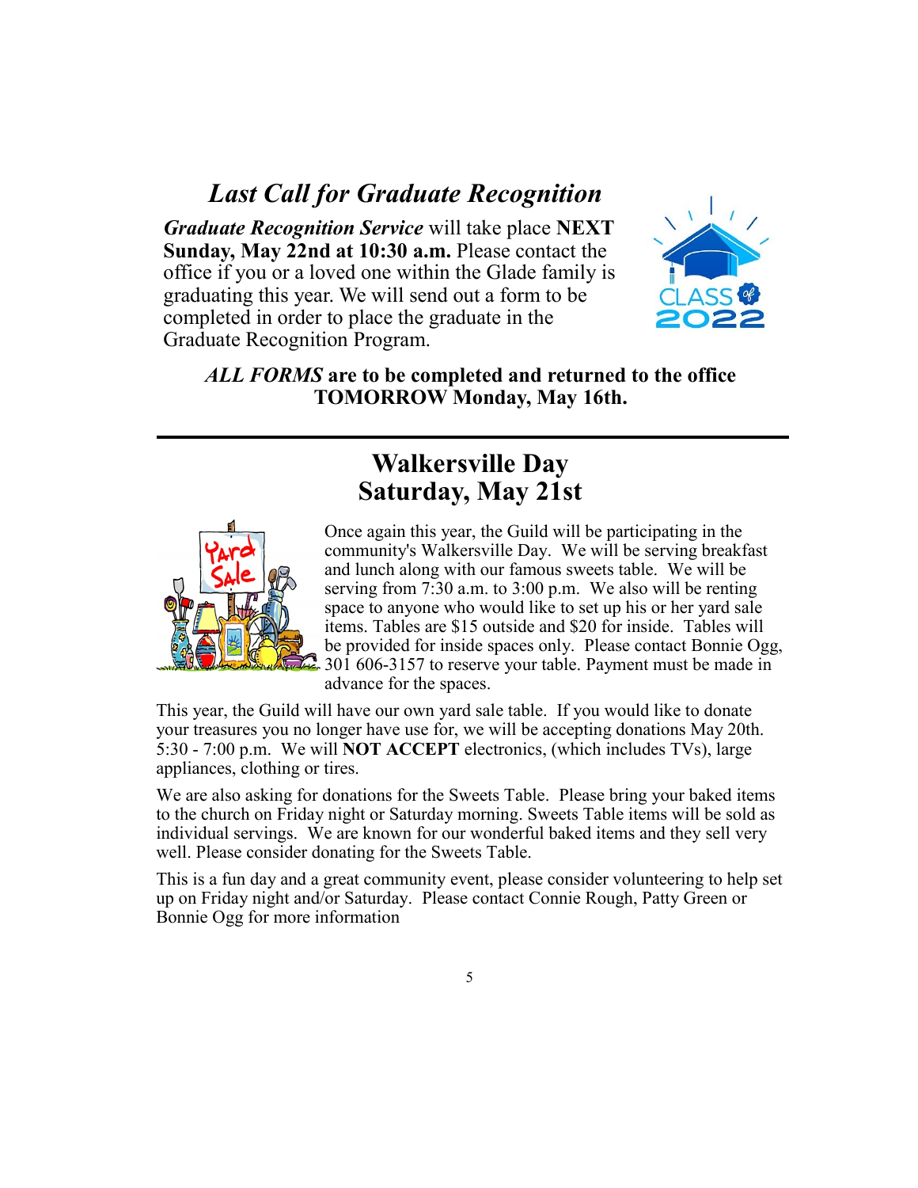## *Last Call for Graduate Recognition*

***Graduate Recognition Service*** will take place **NEXT Sunday, May 22nd at 10:30 a.m.** Please contact the office if you or a loved one within the Glade family is graduating this year. We will send out a form to be completed in order to place the graduate in the Graduate Recognition Program.

***ALL FORMS* are to be completed and returned to the office TOMORROW Monday, May 16th.**

---

## Walkersville Day
## Saturday, May 21st

Once again this year, the Guild will be participating in the community's Walkersville Day. We will be serving breakfast and lunch along with our famous sweets table. We will be serving from 7:30 a.m. to 3:00 p.m. We also will be renting space to anyone who would like to set up his or her yard sale items. Tables are $15 outside and $20 for inside. Tables will be provided for inside spaces only. Please contact Bonnie Ogg, 301 606-3157 to reserve your table. Payment must be made in advance for the spaces.

This year, the Guild will have our own yard sale table. If you would like to donate your treasures you no longer have use for, we will be accepting donations May 20th. 5:30 - 7:00 p.m. We will **NOT ACCEPT** electronics, (which includes TVs), large appliances, clothing or tires.

We are also asking for donations for the Sweets Table. Please bring your baked items to the church on Friday night or Saturday morning. Sweets Table items will be sold as individual servings. We are known for our wonderful baked items and they sell very well. Please consider donating for the Sweets Table.

This is a fun day and a great community event, please consider volunteering to help set up on Friday night and/or Saturday. Please contact Connie Rough, Patty Green or Bonnie Ogg for more information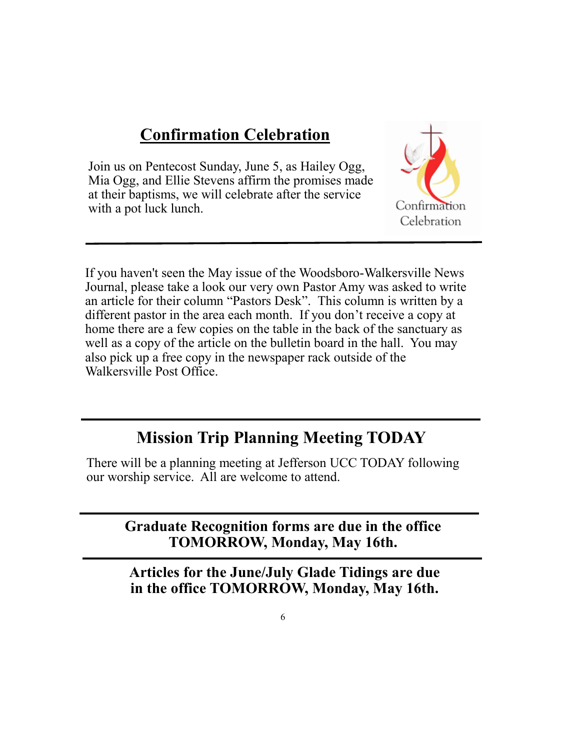## Confirmation Celebration

Join us on Pentecost Sunday, June 5, as Hailey Ogg, Mia Ogg, and Ellie Stevens affirm the promises made at their baptisms, we will celebrate after the service with a pot luck lunch.

Confirmation Celebration

---

If you haven't seen the May issue of the Woodsboro-Walkersville News Journal, please take a look our very own Pastor Amy was asked to write an article for their column "Pastors Desk". This column is written by a different pastor in the area each month. If you don't receive a copy at home there are a few copies on the table in the back of the sanctuary as well as a copy of the article on the bulletin board in the hall. You may also pick up a free copy in the newspaper rack outside of the Walkersville Post Office.

---

## Mission Trip Planning Meeting TODAY

There will be a planning meeting at Jefferson UCC TODAY following our worship service. All are welcome to attend.

---

**Graduate Recognition forms are due in the office TOMORROW, Monday, May 16th.**

---

**Articles for the June/July Glade Tidings are due in the office TOMORROW, Monday, May 16th.**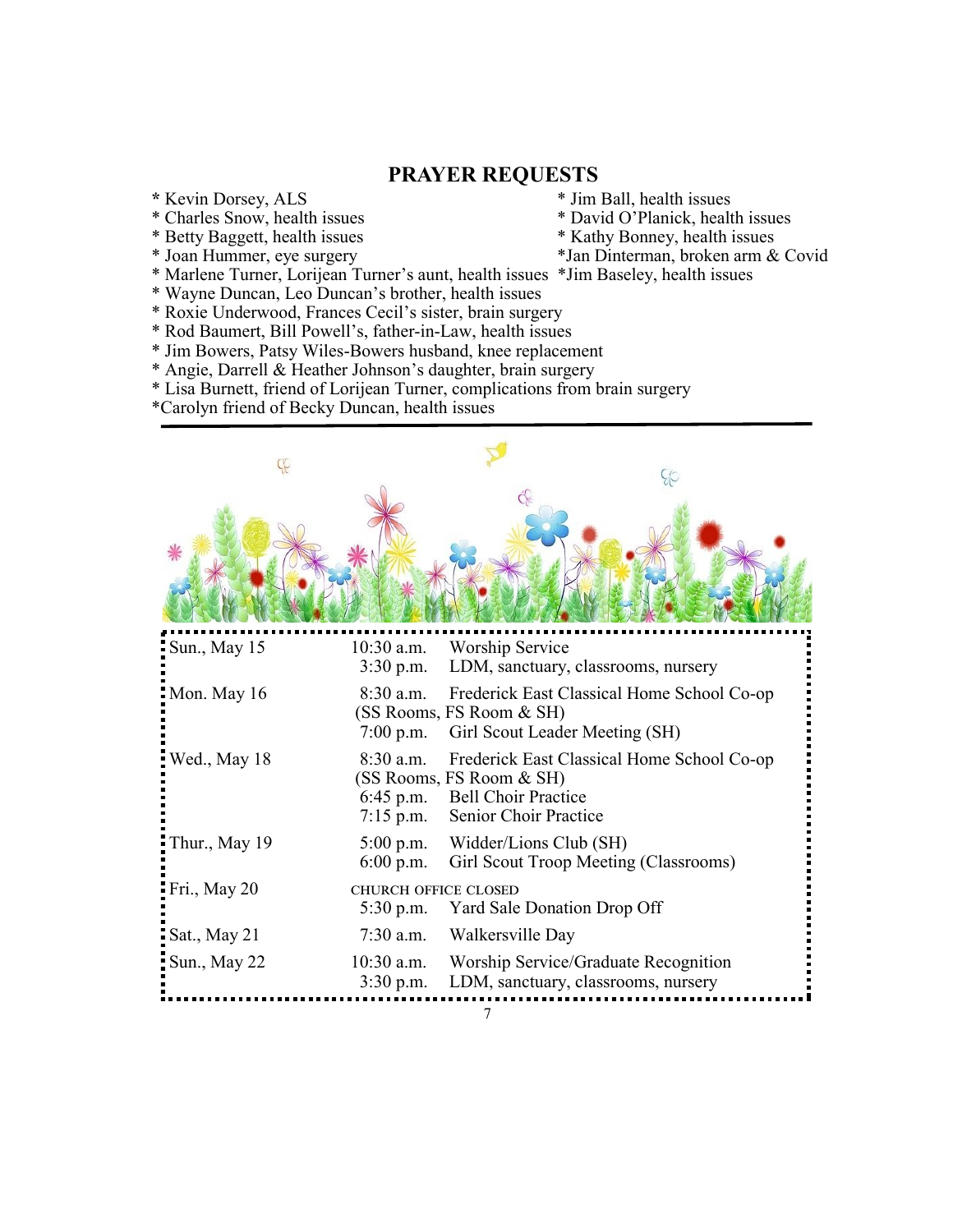## PRAYER REQUESTS

* Kevin Dorsey, ALS
* Charles Snow, health issues
* Betty Baggett, health issues
* Joan Hummer, eye surgery
* Marlene Turner, Lorijean Turner's aunt, health issues
* Wayne Duncan, Leo Duncan's brother, health issues
* Roxie Underwood, Frances Cecil's sister, brain surgery
* Rod Baumert, Bill Powell's, father-in-Law, health issues
* Jim Bowers, Patsy Wiles-Bowers husband, knee replacement
* Angie, Darrell & Heather Johnson's daughter, brain surgery
* Lisa Burnett, friend of Lorijean Turner, complications from brain surgery
* Carolyn friend of Becky Duncan, health issues
* Jim Ball, health issues
* David O'Planick, health issues
* Kathy Bonney, health issues
* Jan Dinterman, broken arm & Covid
* Jim Baseley, health issues

| Date | Time | Event |
|---|---|---|
| Sun., May 15 | 10:30 a.m. | Worship Service |
| | 3:30 p.m. | LDM, sanctuary, classrooms, nursery |
| Mon. May 16 | 8:30 a.m. | Frederick East Classical Home School Co-op (SS Rooms, FS Room & SH) |
| | 7:00 p.m. | Girl Scout Leader Meeting (SH) |
| Wed., May 18 | 8:30 a.m. | Frederick East Classical Home School Co-op (SS Rooms, FS Room & SH) |
| | 6:45 p.m. | Bell Choir Practice |
| | 7:15 p.m. | Senior Choir Practice |
| Thur., May 19 | 5:00 p.m. | Widder/Lions Club (SH) |
| | 6:00 p.m. | Girl Scout Troop Meeting (Classrooms) |
| Fri., May 20 | | CHURCH OFFICE CLOSED |
| | 5:30 p.m. | Yard Sale Donation Drop Off |
| Sat., May 21 | 7:30 a.m. | Walkersville Day |
| Sun., May 22 | 10:30 a.m. | Worship Service/Graduate Recognition |
| | 3:30 p.m. | LDM, sanctuary, classrooms, nursery |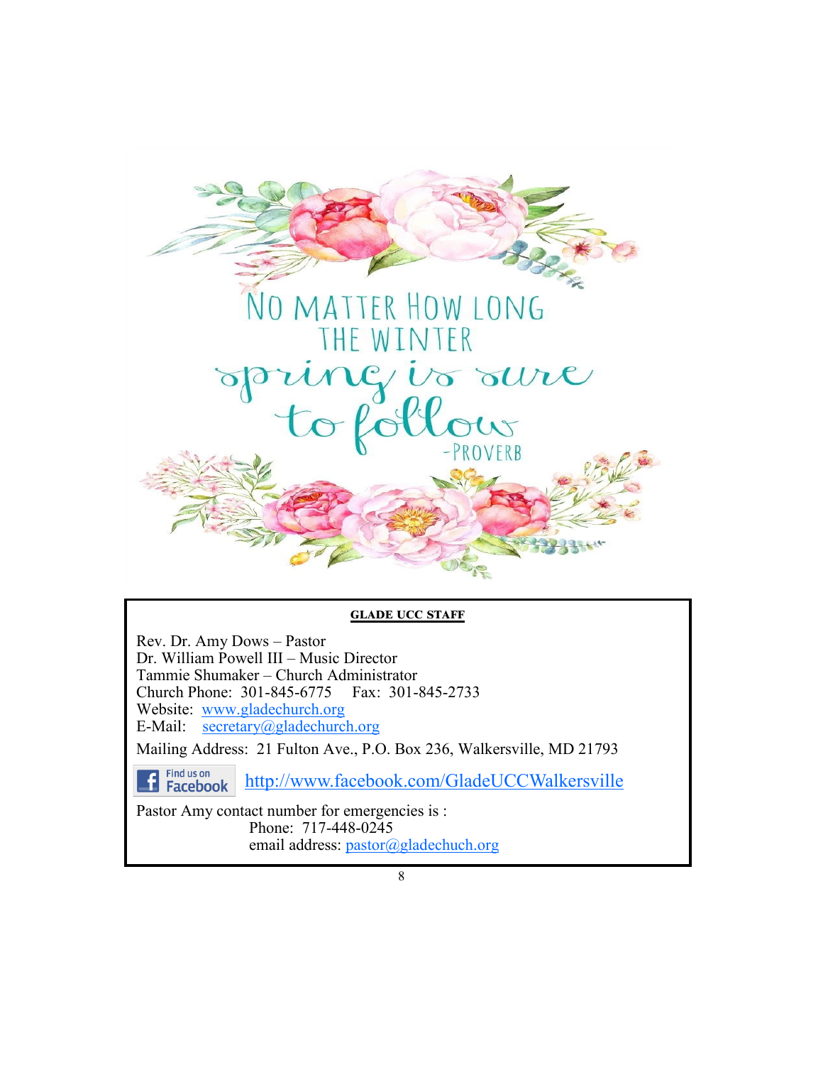NO MATTER HOW LONG THE WINTER

spring is sure to follow

-PROVERB

**GLADE UCC STAFF**

Rev. Dr. Amy Dows – Pastor
Dr. William Powell III – Music Director
Tammie Shumaker – Church Administrator
Church Phone: 301-845-6775 Fax: 301-845-2733
Website: www.gladechurch.org
E-Mail: secretary@gladechurch.org

Mailing Address: 21 Fulton Ave., P.O. Box 236, Walkersville, MD 21793

Find us on Facebook http://www.facebook.com/GladeUCCWalkersville

Pastor Amy contact number for emergencies is :
Phone: 717-448-0245
email address: pastor@gladechuch.org